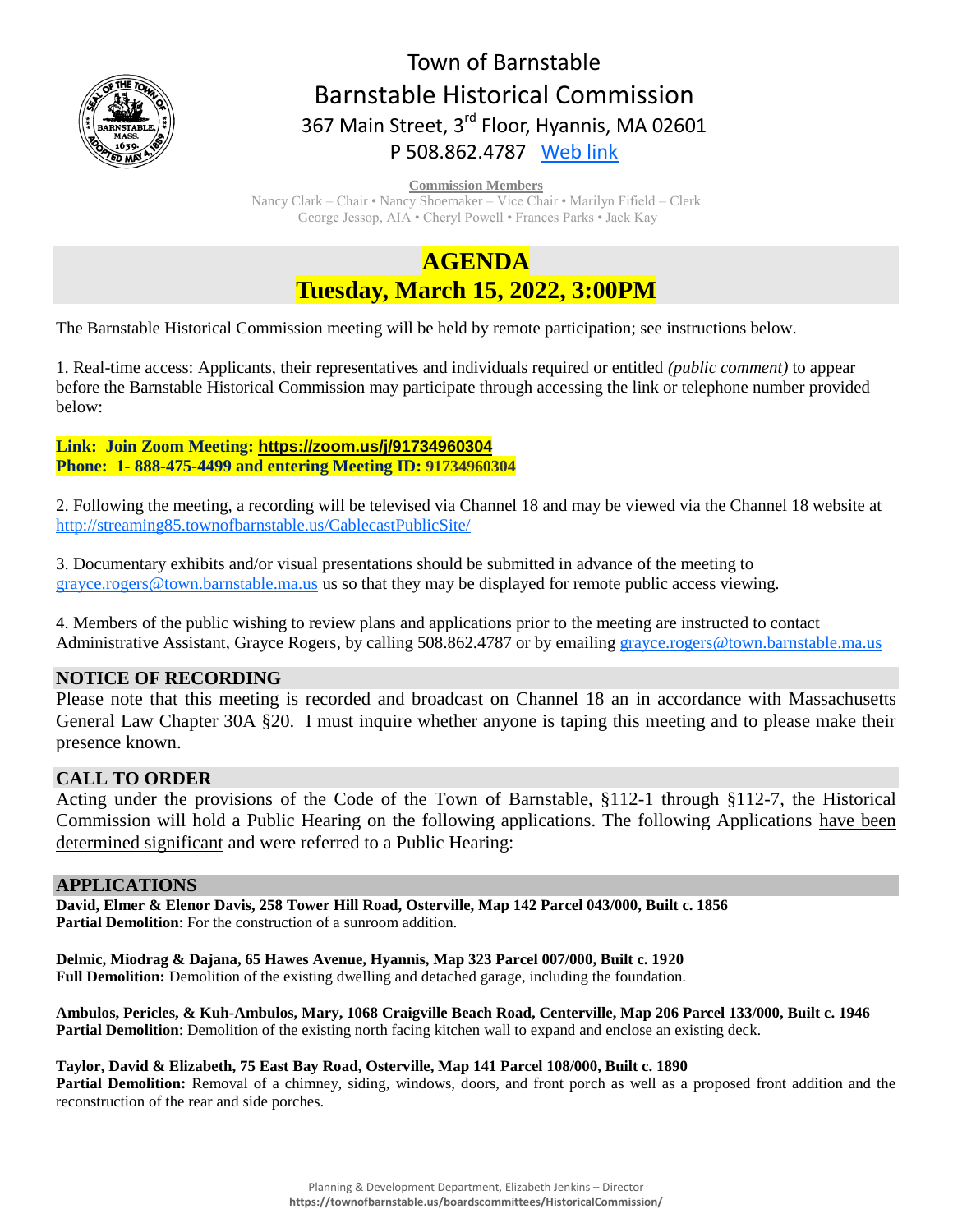# Town of Barnstable

## Barnstable Historical Commission

367 Main Street, 3rd Floor, Hyannis, MA 02601

P 508.862.4787 [Web link]

**Commission Members**

Nancy Clark – Chair • Nancy Shoemaker – Vice Chair • Marilyn Fifield – Clerk
George Jessop, AIA • Cheryl Powell • Frances Parks • Jack Kay

# AGENDA

## Tuesday, March 15, 2022, 3:00PM

The Barnstable Historical Commission meeting will be held by remote participation; see instructions below.

1. Real-time access: Applicants, their representatives and individuals required or entitled *(public comment)* to appear before the Barnstable Historical Commission may participate through accessing the link or telephone number provided below:

**Link: Join Zoom Meeting: https://zoom.us/j/91734960304**
**Phone: 1- 888-475-4499 and entering Meeting ID: 91734960304**

2. Following the meeting, a recording will be televised via Channel 18 and may be viewed via the Channel 18 website at http://streaming85.townofbarnstable.us/CablecastPublicSite/

3. Documentary exhibits and/or visual presentations should be submitted in advance of the meeting to grayce.rogers@town.barnstable.ma.us us so that they may be displayed for remote public access viewing.

4. Members of the public wishing to review plans and applications prior to the meeting are instructed to contact Administrative Assistant, Grayce Rogers, by calling 508.862.4787 or by emailing grayce.rogers@town.barnstable.ma.us

## NOTICE OF RECORDING

Please note that this meeting is recorded and broadcast on Channel 18 an in accordance with Massachusetts General Law Chapter 30A §20. I must inquire whether anyone is taping this meeting and to please make their presence known.

## CALL TO ORDER

Acting under the provisions of the Code of the Town of Barnstable, §112-1 through §112-7, the Historical Commission will hold a Public Hearing on the following applications. The following Applications have been determined significant and were referred to a Public Hearing:

## APPLICATIONS

**David, Elmer & Elenor Davis, 258 Tower Hill Road, Osterville, Map 142 Parcel 043/000, Built c. 1856**
**Partial Demolition**: For the construction of a sunroom addition.

**Delmic, Miodrag & Dajana, 65 Hawes Avenue, Hyannis, Map 323 Parcel 007/000, Built c. 1920**
**Full Demolition:** Demolition of the existing dwelling and detached garage, including the foundation.

**Ambulos, Pericles, & Kuh-Ambulos, Mary, 1068 Craigville Beach Road, Centerville, Map 206 Parcel 133/000, Built c. 1946**
**Partial Demolition**: Demolition of the existing north facing kitchen wall to expand and enclose an existing deck.

**Taylor, David & Elizabeth, 75 East Bay Road, Osterville, Map 141 Parcel 108/000, Built c. 1890**
**Partial Demolition:** Removal of a chimney, siding, windows, doors, and front porch as well as a proposed front addition and the reconstruction of the rear and side porches.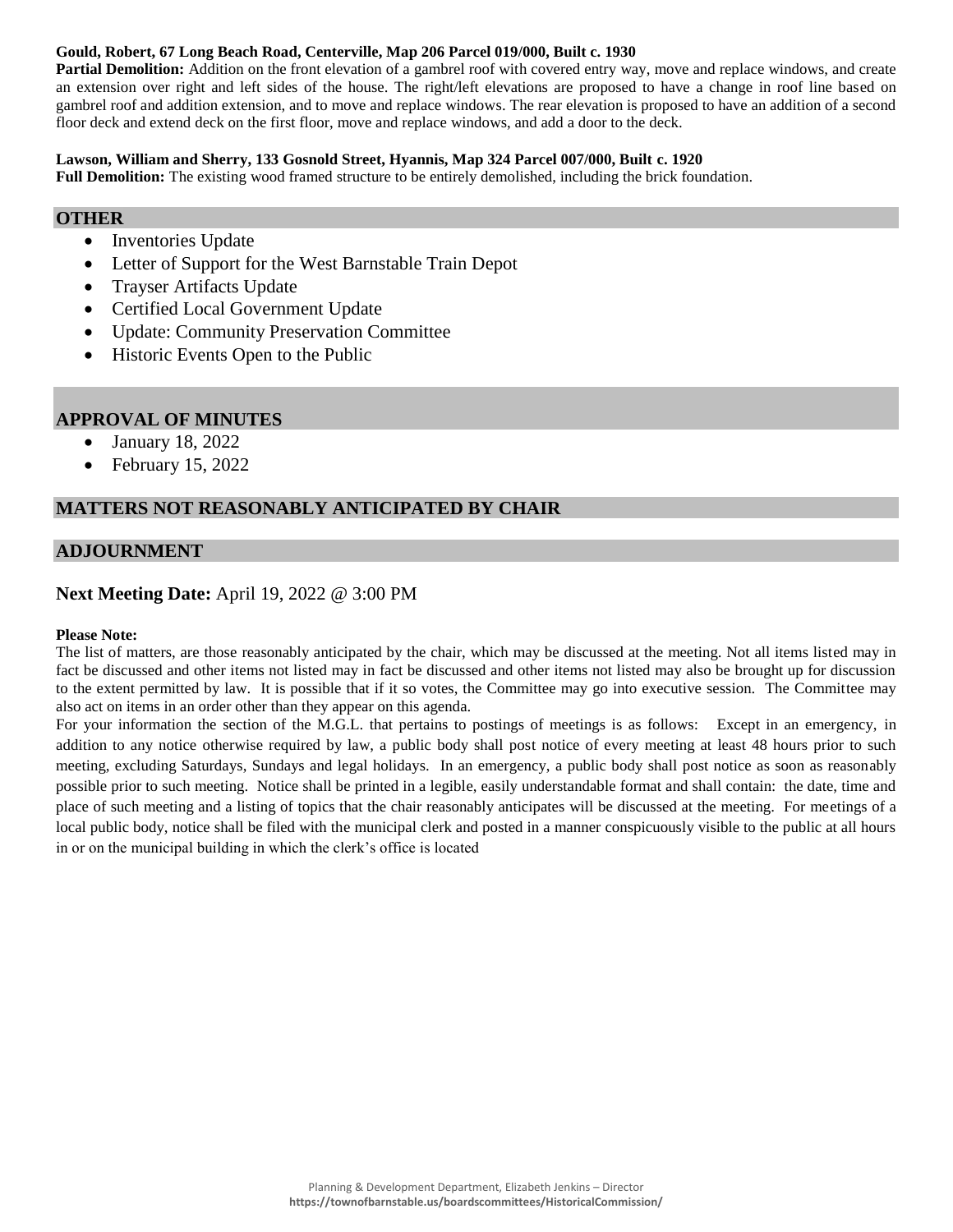**Gould, Robert, 67 Long Beach Road, Centerville, Map 206 Parcel 019/000, Built c. 1930**
**Partial Demolition:** Addition on the front elevation of a gambrel roof with covered entry way, move and replace windows, and create an extension over right and left sides of the house. The right/left elevations are proposed to have a change in roof line based on gambrel roof and addition extension, and to move and replace windows. The rear elevation is proposed to have an addition of a second floor deck and extend deck on the first floor, move and replace windows, and add a door to the deck.

**Lawson, William and Sherry, 133 Gosnold Street, Hyannis, Map 324 Parcel 007/000, Built c. 1920**
**Full Demolition:** The existing wood framed structure to be entirely demolished, including the brick foundation.

## OTHER

- Inventories Update
- Letter of Support for the West Barnstable Train Depot
- Trayser Artifacts Update
- Certified Local Government Update
- Update: Community Preservation Committee
- Historic Events Open to the Public

## APPROVAL OF MINUTES

- January 18, 2022
- February 15, 2022

## MATTERS NOT REASONABLY ANTICIPATED BY CHAIR

## ADJOURNMENT

**Next Meeting Date:** April 19, 2022 @ 3:00 PM

**Please Note:**
The list of matters, are those reasonably anticipated by the chair, which may be discussed at the meeting. Not all items listed may in fact be discussed and other items not listed may in fact be discussed and other items not listed may also be brought up for discussion to the extent permitted by law. It is possible that if it so votes, the Committee may go into executive session. The Committee may also act on items in an order other than they appear on this agenda.
For your information the section of the M.G.L. that pertains to postings of meetings is as follows: Except in an emergency, in addition to any notice otherwise required by law, a public body shall post notice of every meeting at least 48 hours prior to such meeting, excluding Saturdays, Sundays and legal holidays. In an emergency, a public body shall post notice as soon as reasonably possible prior to such meeting. Notice shall be printed in a legible, easily understandable format and shall contain: the date, time and place of such meeting and a listing of topics that the chair reasonably anticipates will be discussed at the meeting. For meetings of a local public body, notice shall be filed with the municipal clerk and posted in a manner conspicuously visible to the public at all hours in or on the municipal building in which the clerk's office is located

Planning & Development Department, Elizabeth Jenkins – Director
**https://townofbarnstable.us/boardscommittees/HistoricalCommission/**